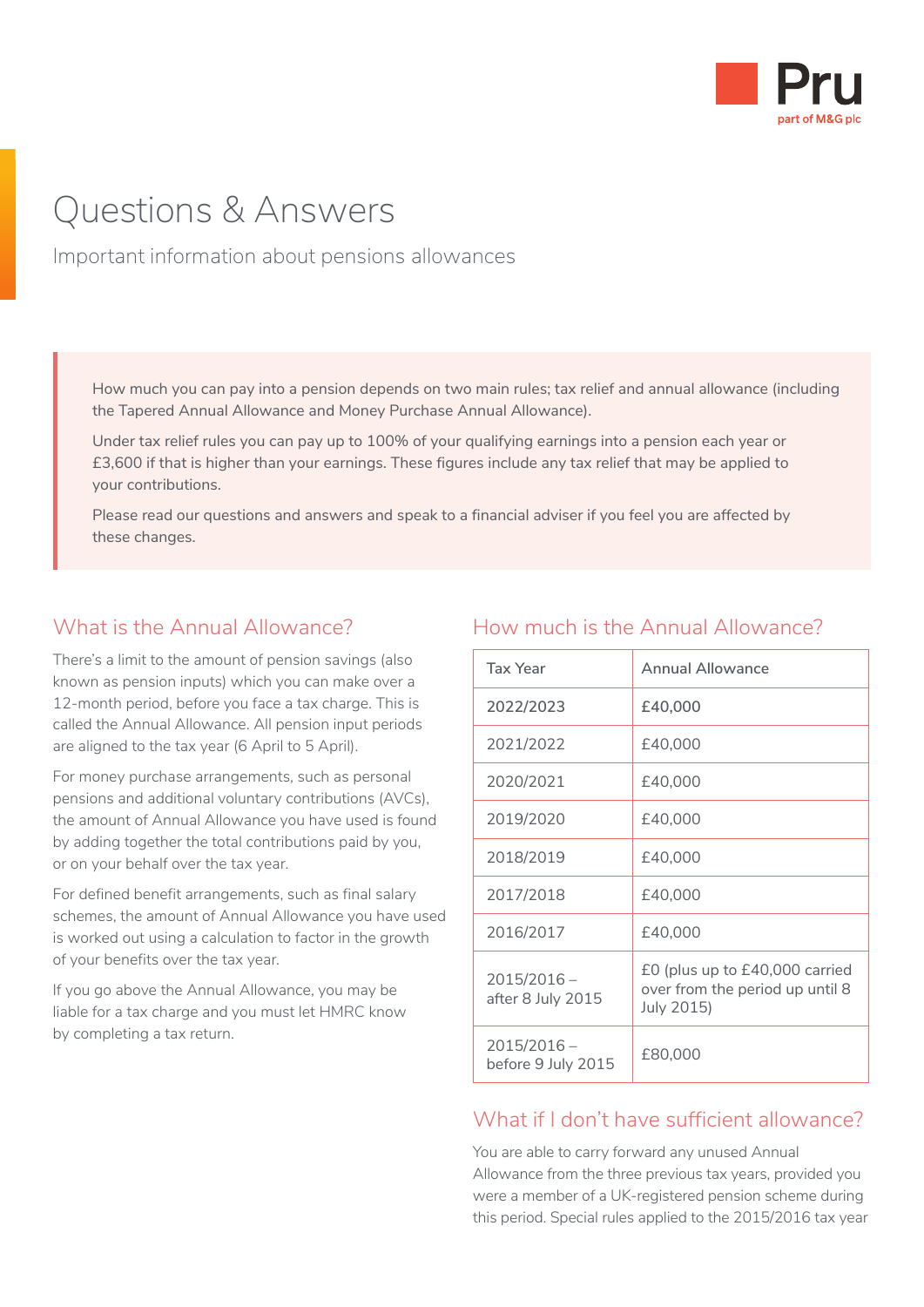# Questions & Answers

Important information about pensions allowances

How much you can pay into a pension depends on two main rules; tax relief and annual allowance (including the Tapered Annual Allowance and Money Purchase Annual Allowance).

Under tax relief rules you can pay up to 100% of your qualifying earnings into a pension each year or £3,600 if that is higher than your earnings. These figures include any tax relief that may be applied to your contributions.

Please read our questions and answers and speak to a financial adviser if you feel you are affected by these changes.

## What is the Annual Allowance?

There's a limit to the amount of pension savings (also known as pension inputs) which you can make over a 12-month period, before you face a tax charge. This is called the Annual Allowance. All pension input periods are aligned to the tax year (6 April to 5 April).

For money purchase arrangements, such as personal pensions and additional voluntary contributions (AVCs), the amount of Annual Allowance you have used is found by adding together the total contributions paid by you, or on your behalf over the tax year.

For defined benefit arrangements, such as final salary schemes, the amount of Annual Allowance you have used is worked out using a calculation to factor in the growth of your benefits over the tax year.

If you go above the Annual Allowance, you may be liable for a tax charge and you must let HMRC know by completing a tax return.

## How much is the Annual Allowance?

| Tax Year | Annual Allowance |
|---|---|
| 2022/2023 | £40,000 |
| 2021/2022 | £40,000 |
| 2020/2021 | £40,000 |
| 2019/2020 | £40,000 |
| 2018/2019 | £40,000 |
| 2017/2018 | £40,000 |
| 2016/2017 | £40,000 |
| 2015/2016 – after 8 July 2015 | £0 (plus up to £40,000 carried over from the period up until 8 July 2015) |
| 2015/2016 – before 9 July 2015 | £80,000 |

## What if I don't have sufficient allowance?

You are able to carry forward any unused Annual Allowance from the three previous tax years, provided you were a member of a UK-registered pension scheme during this period. Special rules applied to the 2015/2016 tax year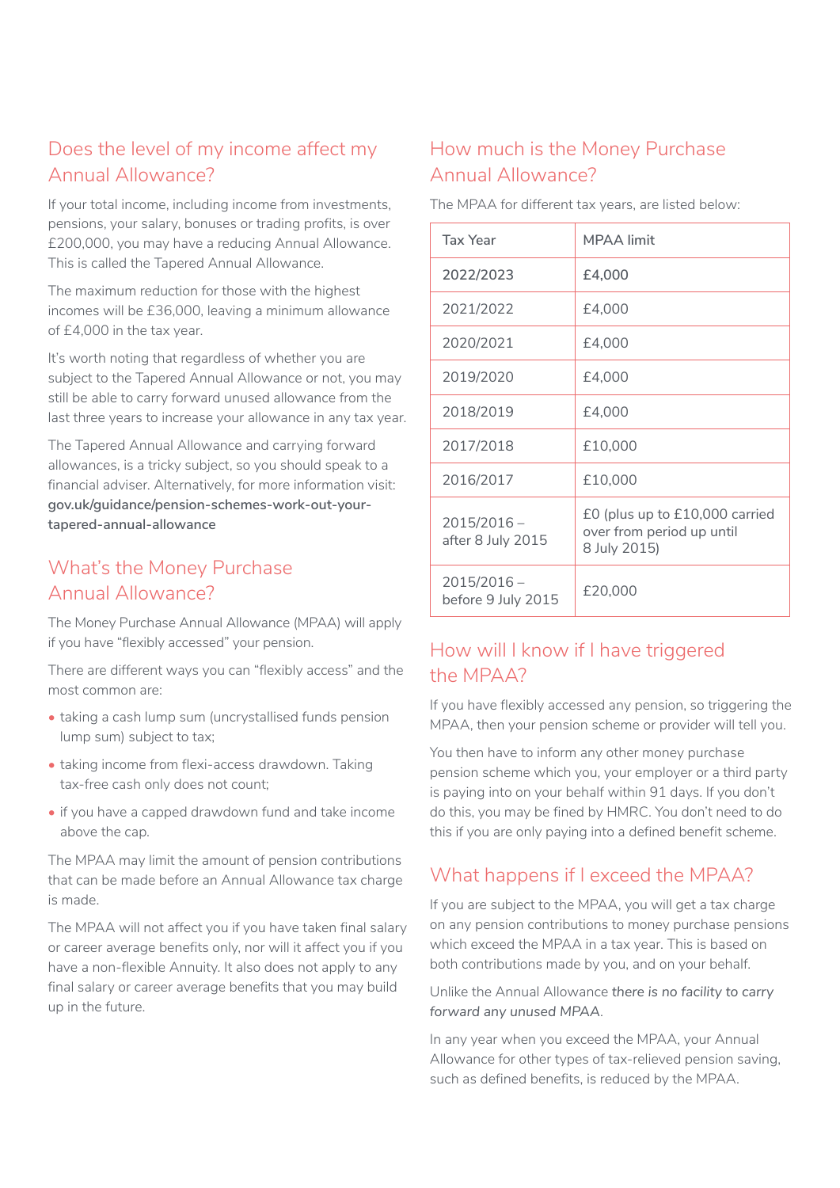## Does the level of my income affect my Annual Allowance?

If your total income, including income from investments, pensions, your salary, bonuses or trading profits, is over £200,000, you may have a reducing Annual Allowance. This is called the Tapered Annual Allowance.

The maximum reduction for those with the highest incomes will be £36,000, leaving a minimum allowance of £4,000 in the tax year.

It's worth noting that regardless of whether you are subject to the Tapered Annual Allowance or not, you may still be able to carry forward unused allowance from the last three years to increase your allowance in any tax year.

The Tapered Annual Allowance and carrying forward allowances, is a tricky subject, so you should speak to a financial adviser. Alternatively, for more information visit: **gov.uk/guidance/pension-schemes-work-out-your-tapered-annual-allowance**

## What's the Money Purchase Annual Allowance?

The Money Purchase Annual Allowance (MPAA) will apply if you have "flexibly accessed" your pension.

There are different ways you can "flexibly access" and the most common are:

- taking a cash lump sum (uncrystallised funds pension lump sum) subject to tax;
- taking income from flexi-access drawdown. Taking tax-free cash only does not count;
- if you have a capped drawdown fund and take income above the cap.

The MPAA may limit the amount of pension contributions that can be made before an Annual Allowance tax charge is made.

The MPAA will not affect you if you have taken final salary or career average benefits only, nor will it affect you if you have a non-flexible Annuity. It also does not apply to any final salary or career average benefits that you may build up in the future.

## How much is the Money Purchase Annual Allowance?

The MPAA for different tax years, are listed below:

| Tax Year | MPAA limit |
|---|---|
| 2022/2023 | £4,000 |
| 2021/2022 | £4,000 |
| 2020/2021 | £4,000 |
| 2019/2020 | £4,000 |
| 2018/2019 | £4,000 |
| 2017/2018 | £10,000 |
| 2016/2017 | £10,000 |
| 2015/2016 – after 8 July 2015 | £0 (plus up to £10,000 carried over from period up until 8 July 2015) |
| 2015/2016 – before 9 July 2015 | £20,000 |

## How will I know if I have triggered the MPAA?

If you have flexibly accessed any pension, so triggering the MPAA, then your pension scheme or provider will tell you.

You then have to inform any other money purchase pension scheme which you, your employer or a third party is paying into on your behalf within 91 days. If you don't do this, you may be fined by HMRC. You don't need to do this if you are only paying into a defined benefit scheme.

## What happens if I exceed the MPAA?

If you are subject to the MPAA, you will get a tax charge on any pension contributions to money purchase pensions which exceed the MPAA in a tax year. This is based on both contributions made by you, and on your behalf.

Unlike the Annual Allowance *there is no facility to carry forward any unused MPAA.*

In any year when you exceed the MPAA, your Annual Allowance for other types of tax-relieved pension saving, such as defined benefits, is reduced by the MPAA.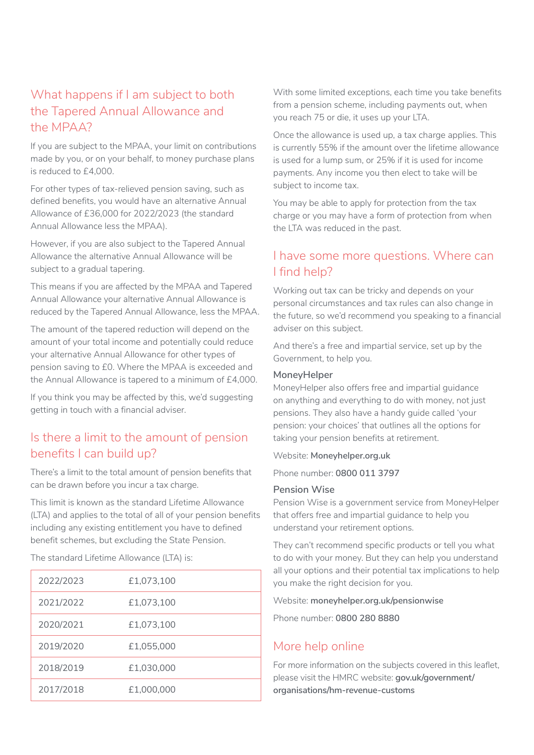## What happens if I am subject to both the Tapered Annual Allowance and the MPAA?

If you are subject to the MPAA, your limit on contributions made by you, or on your behalf, to money purchase plans is reduced to £4,000.

For other types of tax-relieved pension saving, such as defined benefits, you would have an alternative Annual Allowance of £36,000 for 2022/2023 (the standard Annual Allowance less the MPAA).

However, if you are also subject to the Tapered Annual Allowance the alternative Annual Allowance will be subject to a gradual tapering.

This means if you are affected by the MPAA and Tapered Annual Allowance your alternative Annual Allowance is reduced by the Tapered Annual Allowance, less the MPAA.

The amount of the tapered reduction will depend on the amount of your total income and potentially could reduce your alternative Annual Allowance for other types of pension saving to £0. Where the MPAA is exceeded and the Annual Allowance is tapered to a minimum of £4,000.

If you think you may be affected by this, we'd suggesting getting in touch with a financial adviser.

## Is there a limit to the amount of pension benefits I can build up?

There's a limit to the total amount of pension benefits that can be drawn before you incur a tax charge.

This limit is known as the standard Lifetime Allowance (LTA) and applies to the total of all of your pension benefits including any existing entitlement you have to defined benefit schemes, but excluding the State Pension.

The standard Lifetime Allowance (LTA) is:

| | |
|---|---|
| 2022/2023 | £1,073,100 |
| 2021/2022 | £1,073,100 |
| 2020/2021 | £1,073,100 |
| 2019/2020 | £1,055,000 |
| 2018/2019 | £1,030,000 |
| 2017/2018 | £1,000,000 |

With some limited exceptions, each time you take benefits from a pension scheme, including payments out, when you reach 75 or die, it uses up your LTA.

Once the allowance is used up, a tax charge applies. This is currently 55% if the amount over the lifetime allowance is used for a lump sum, or 25% if it is used for income payments. Any income you then elect to take will be subject to income tax.

You may be able to apply for protection from the tax charge or you may have a form of protection from when the LTA was reduced in the past.

## I have some more questions. Where can I find help?

Working out tax can be tricky and depends on your personal circumstances and tax rules can also change in the future, so we'd recommend you speaking to a financial adviser on this subject.

And there's a free and impartial service, set up by the Government, to help you.

### MoneyHelper

MoneyHelper also offers free and impartial guidance on anything and everything to do with money, not just pensions. They also have a handy guide called 'your pension: your choices' that outlines all the options for taking your pension benefits at retirement.

Website: **Moneyhelper.org.uk**

Phone number: **0800 011 3797**

### Pension Wise

Pension Wise is a government service from MoneyHelper that offers free and impartial guidance to help you understand your retirement options.

They can't recommend specific products or tell you what to do with your money. But they can help you understand all your options and their potential tax implications to help you make the right decision for you.

Website: **moneyhelper.org.uk/pensionwise**

Phone number: **0800 280 8880**

## More help online

For more information on the subjects covered in this leaflet, please visit the HMRC website: **gov.uk/government/organisations/hm-revenue-customs**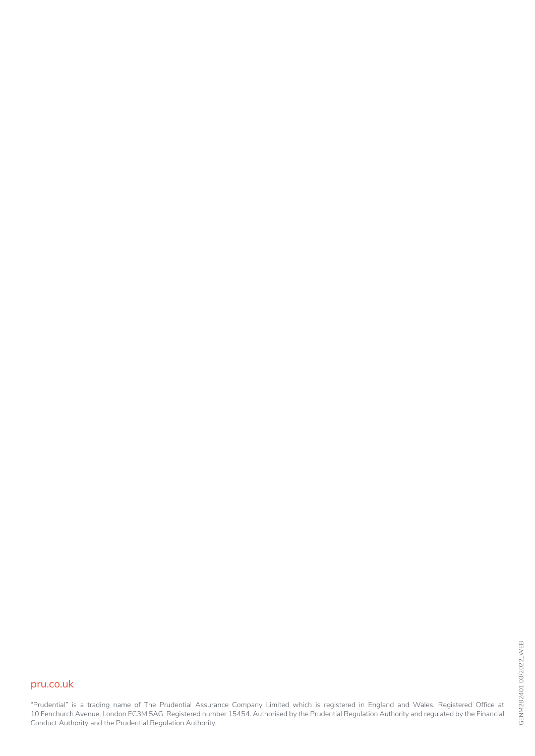pru.co.uk

"Prudential" is a trading name of The Prudential Assurance Company Limited which is registered in England and Wales. Registered Office at 10 Fenchurch Avenue, London EC3M 5AG. Registered number 15454. Authorised by the Prudential Regulation Authority and regulated by the Financial Conduct Authority and the Prudential Regulation Authority.

GENM282401 03/2022_WEB